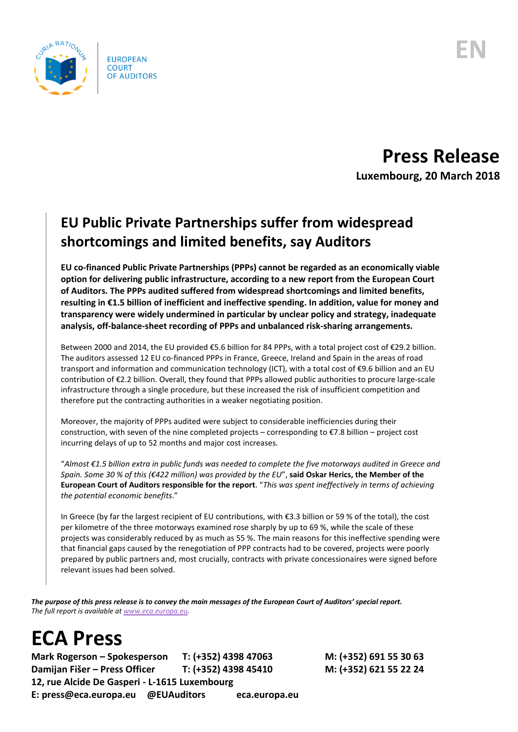EUROPEAN COURT OF AUDITORS

EN

# Press Release

**Luxembourg, 20 March 2018**

## EU Public Private Partnerships suffer from widespread shortcomings and limited benefits, say Auditors

**EU co-financed Public Private Partnerships (PPPs) cannot be regarded as an economically viable option for delivering public infrastructure, according to a new report from the European Court of Auditors. The PPPs audited suffered from widespread shortcomings and limited benefits, resulting in €1.5 billion of inefficient and ineffective spending. In addition, value for money and transparency were widely undermined in particular by unclear policy and strategy, inadequate analysis, off-balance-sheet recording of PPPs and unbalanced risk-sharing arrangements.**

Between 2000 and 2014, the EU provided €5.6 billion for 84 PPPs, with a total project cost of €29.2 billion. The auditors assessed 12 EU co-financed PPPs in France, Greece, Ireland and Spain in the areas of road transport and information and communication technology (ICT), with a total cost of €9.6 billion and an EU contribution of €2.2 billion. Overall, they found that PPPs allowed public authorities to procure large-scale infrastructure through a single procedure, but these increased the risk of insufficient competition and therefore put the contracting authorities in a weaker negotiating position.

Moreover, the majority of PPPs audited were subject to considerable inefficiencies during their construction, with seven of the nine completed projects – corresponding to €7.8 billion – project cost incurring delays of up to 52 months and major cost increases.

"*Almost €1.5 billion extra in public funds was needed to complete the five motorways audited in Greece and Spain. Some 30 % of this (€422 million) was provided by the EU*", **said Oskar Herics, the Member of the European Court of Auditors responsible for the report**. "*This was spent ineffectively in terms of achieving the potential economic benefits*."

In Greece (by far the largest recipient of EU contributions, with €3.3 billion or 59 % of the total), the cost per kilometre of the three motorways examined rose sharply by up to 69 %, while the scale of these projects was considerably reduced by as much as 55 %. The main reasons for this ineffective spending were that financial gaps caused by the renegotiation of PPP contracts had to be covered, projects were poorly prepared by public partners and, most crucially, contracts with private concessionaires were signed before relevant issues had been solved.

***The purpose of this press release is to convey the main messages of the European Court of Auditors' special report.***
*The full report is available at www.eca.europa.eu.*

# ECA Press

**Mark Rogerson – Spokesperson T: (+352) 4398 47063 M: (+352) 691 55 30 63**
**Damijan Fišer – Press Officer T: (+352) 4398 45410 M: (+352) 621 55 22 24**
**12, rue Alcide De Gasperi - L-1615 Luxembourg**
**E: press@eca.europa.eu @EUAuditors eca.europa.eu**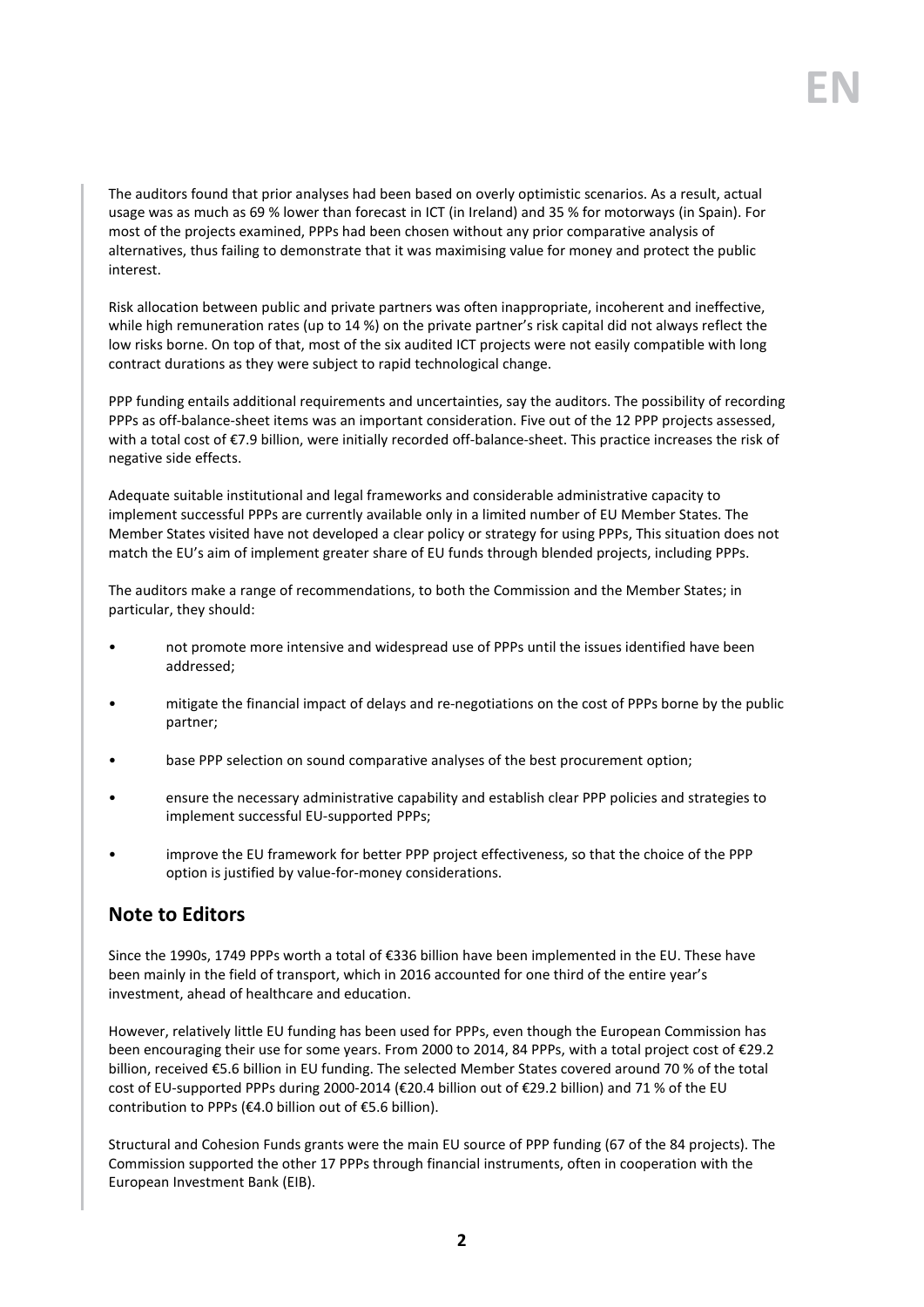The auditors found that prior analyses had been based on overly optimistic scenarios. As a result, actual usage was as much as 69 % lower than forecast in ICT (in Ireland) and 35 % for motorways (in Spain). For most of the projects examined, PPPs had been chosen without any prior comparative analysis of alternatives, thus failing to demonstrate that it was maximising value for money and protect the public interest.

Risk allocation between public and private partners was often inappropriate, incoherent and ineffective, while high remuneration rates (up to 14 %) on the private partner's risk capital did not always reflect the low risks borne. On top of that, most of the six audited ICT projects were not easily compatible with long contract durations as they were subject to rapid technological change.

PPP funding entails additional requirements and uncertainties, say the auditors. The possibility of recording PPPs as off-balance-sheet items was an important consideration. Five out of the 12 PPP projects assessed, with a total cost of €7.9 billion, were initially recorded off-balance-sheet. This practice increases the risk of negative side effects.

Adequate suitable institutional and legal frameworks and considerable administrative capacity to implement successful PPPs are currently available only in a limited number of EU Member States. The Member States visited have not developed a clear policy or strategy for using PPPs, This situation does not match the EU's aim of implement greater share of EU funds through blended projects, including PPPs.

The auditors make a range of recommendations, to both the Commission and the Member States; in particular, they should:

- not promote more intensive and widespread use of PPPs until the issues identified have been addressed;
- mitigate the financial impact of delays and re-negotiations on the cost of PPPs borne by the public partner;
- base PPP selection on sound comparative analyses of the best procurement option;
- ensure the necessary administrative capability and establish clear PPP policies and strategies to implement successful EU-supported PPPs;
- improve the EU framework for better PPP project effectiveness, so that the choice of the PPP option is justified by value-for-money considerations.

## Note to Editors

Since the 1990s, 1749 PPPs worth a total of €336 billion have been implemented in the EU. These have been mainly in the field of transport, which in 2016 accounted for one third of the entire year's investment, ahead of healthcare and education.

However, relatively little EU funding has been used for PPPs, even though the European Commission has been encouraging their use for some years. From 2000 to 2014, 84 PPPs, with a total project cost of €29.2 billion, received €5.6 billion in EU funding. The selected Member States covered around 70 % of the total cost of EU-supported PPPs during 2000-2014 (€20.4 billion out of €29.2 billion) and 71 % of the EU contribution to PPPs (€4.0 billion out of €5.6 billion).

Structural and Cohesion Funds grants were the main EU source of PPP funding (67 of the 84 projects). The Commission supported the other 17 PPPs through financial instruments, often in cooperation with the European Investment Bank (EIB).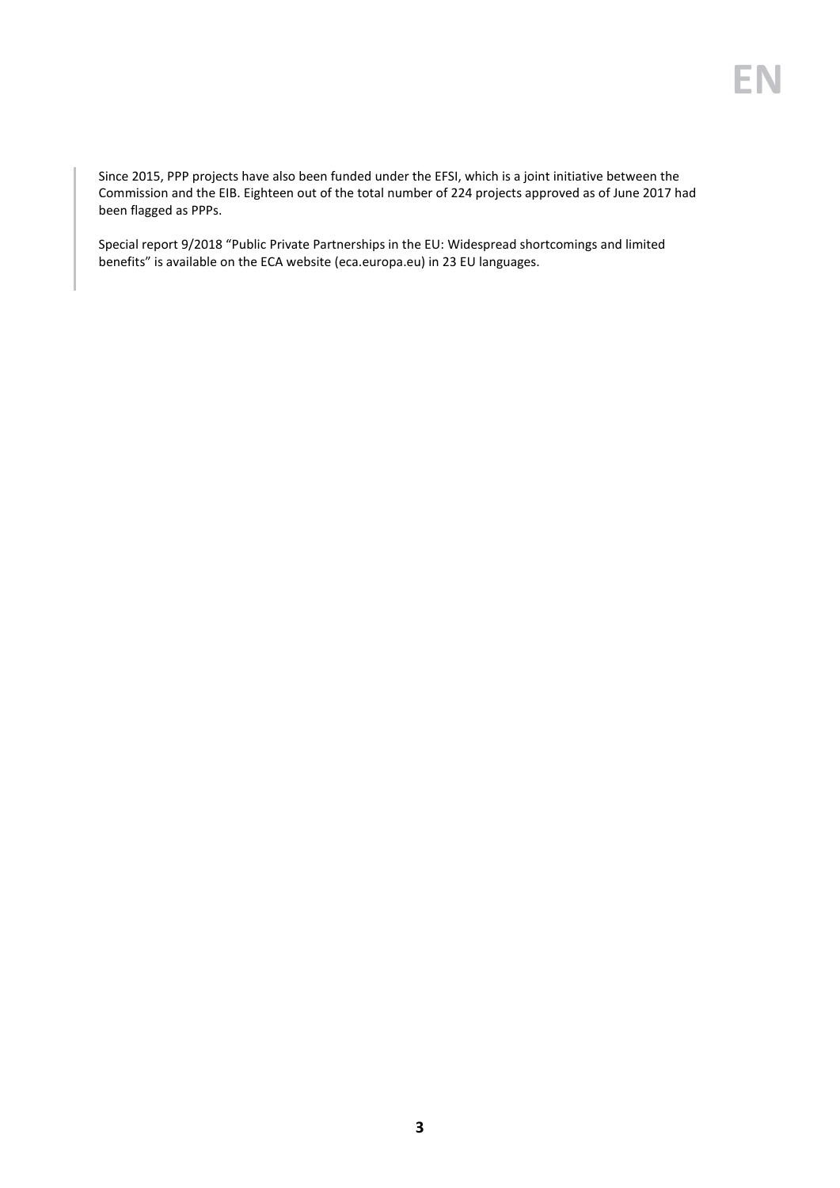Since 2015, PPP projects have also been funded under the EFSI, which is a joint initiative between the Commission and the EIB. Eighteen out of the total number of 224 projects approved as of June 2017 had been flagged as PPPs.

Special report 9/2018 “Public Private Partnerships in the EU: Widespread shortcomings and limited benefits” is available on the ECA website (eca.europa.eu) in 23 EU languages.